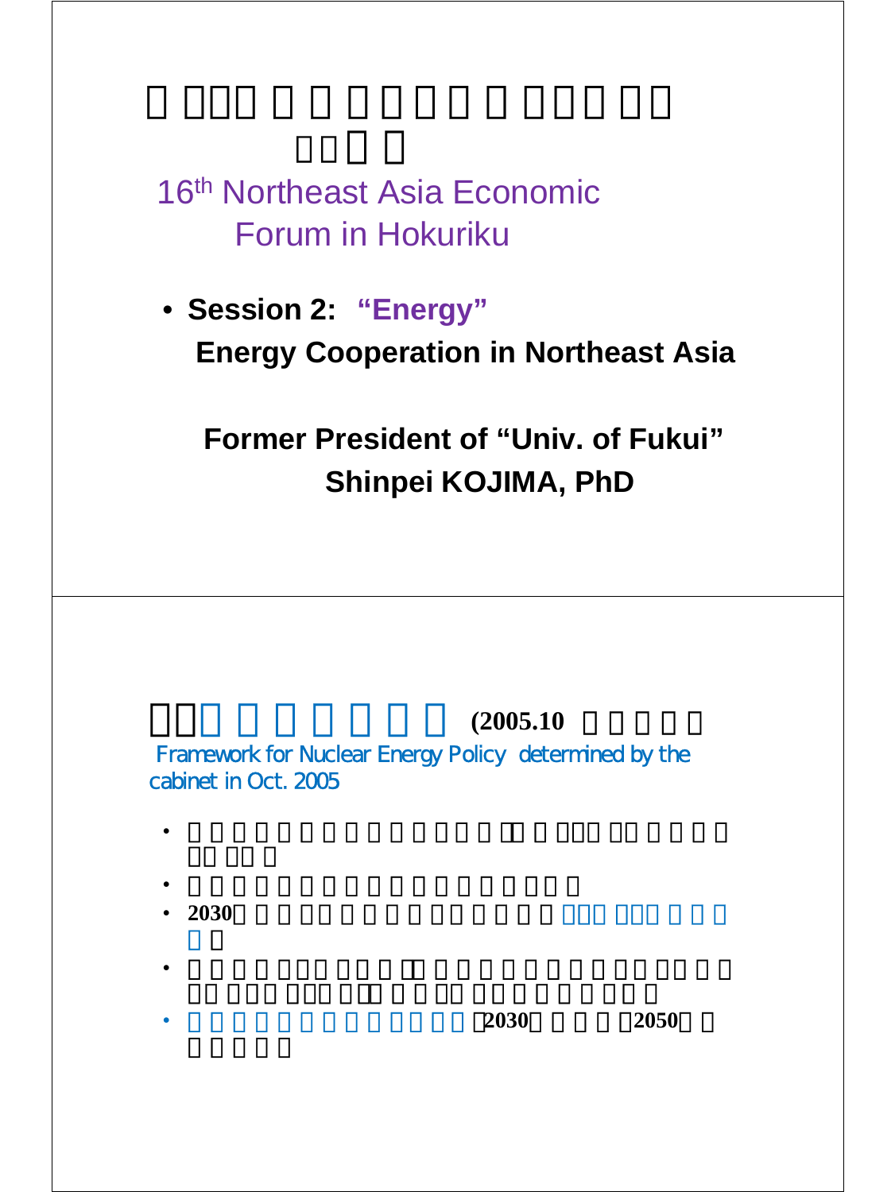# 16th Northeast Asia Economic Forum in Hokuriku

- **Session 2: "Energy"**

  **Energy Cooperation in Northeast Asia**

**Former President of "Univ. of Fukui"**

**Shinpei KOJIMA, PhD**

---

## (2005.10

Framework for Nuclear Energy Policy determined by the cabinet in Oct. 2005

- 
- 
- 2030
- 
- 2030 2050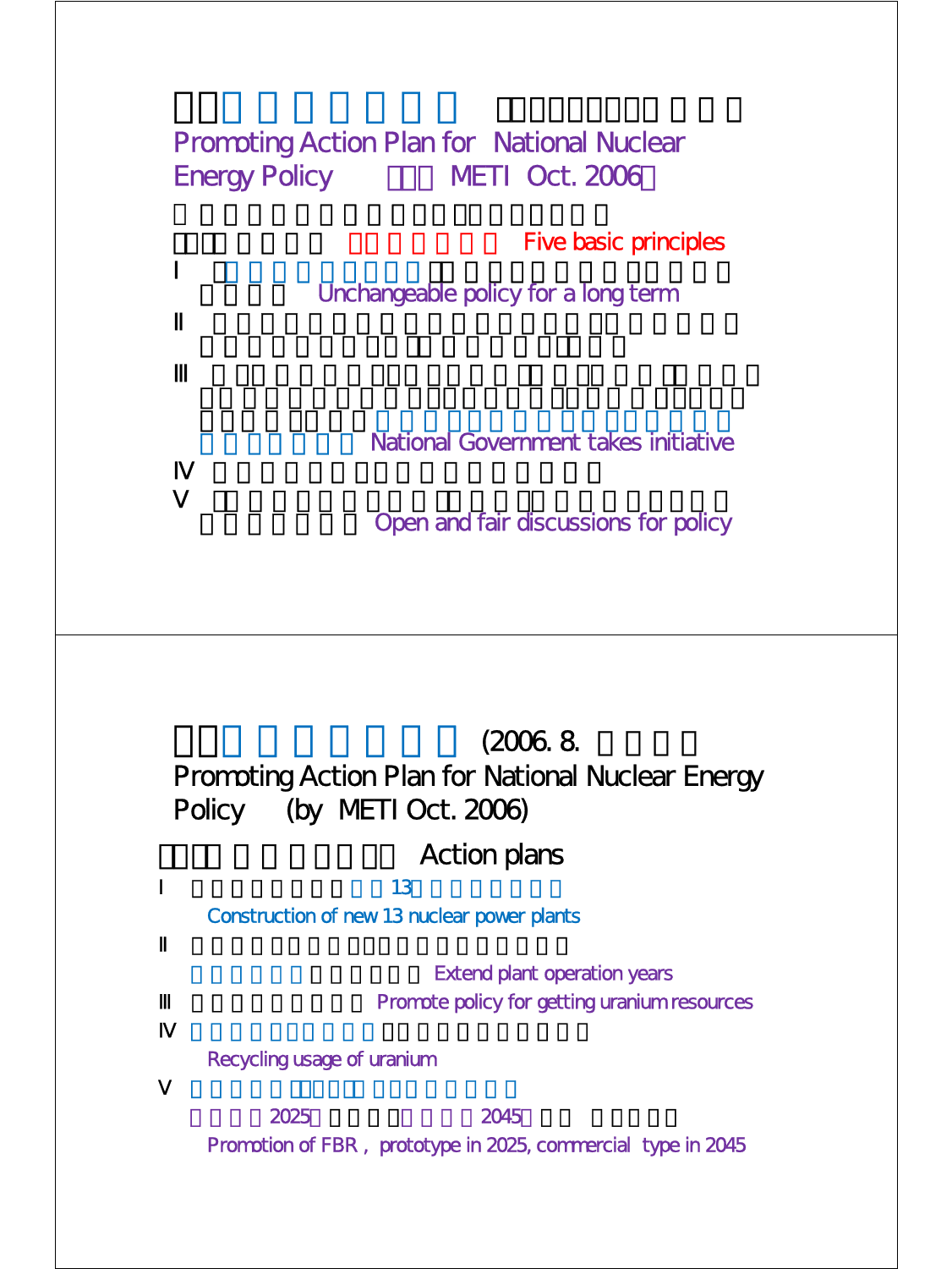## Promoting Action Plan for National Nuclear Energy Policy (METI Oct. 2006)

Five basic principles

I Unchangeable policy for a long term

II

III National Government takes initiative

IV

V Open and fair discussions for policy

## (2006. 8.

## Promoting Action Plan for National Nuclear Energy Policy (by METI Oct. 2006)

### Action plans

I 13

Construction of new 13 nuclear power plants

II

Extend plant operation years

III Promote policy for getting uranium resources

IV

Recycling usage of uranium

V

2025 2045

Promotion of FBR , prototype in 2025, commercial type in 2045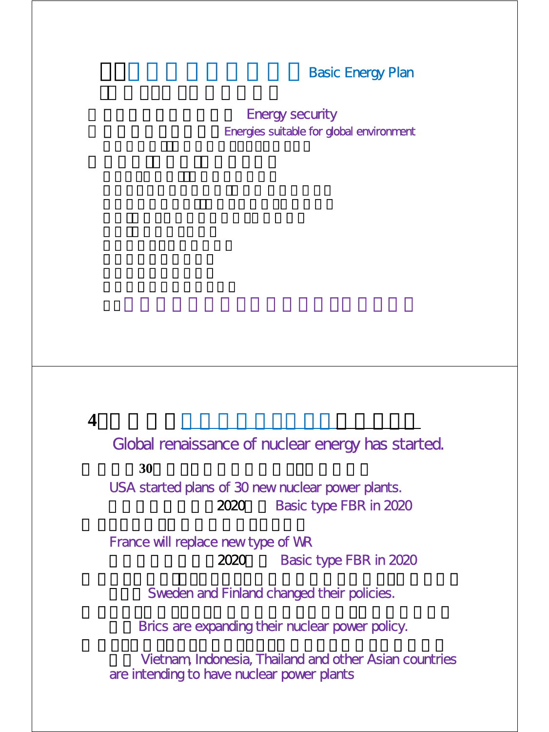## Basic Energy Plan

Energy security

Energies suitable for global environment

## 4

Global renaissance of nuclear energy has started.

30

USA started plans of 30 new nuclear power plants.

2020 Basic type FBR in 2020

France will replace new type of WR

2020 Basic type FBR in 2020

Sweden and Finland changed their policies.

Brics are expanding their nuclear power policy.

Vietnam, Indonesia, Thailand and other Asian countries are intending to have nuclear power plants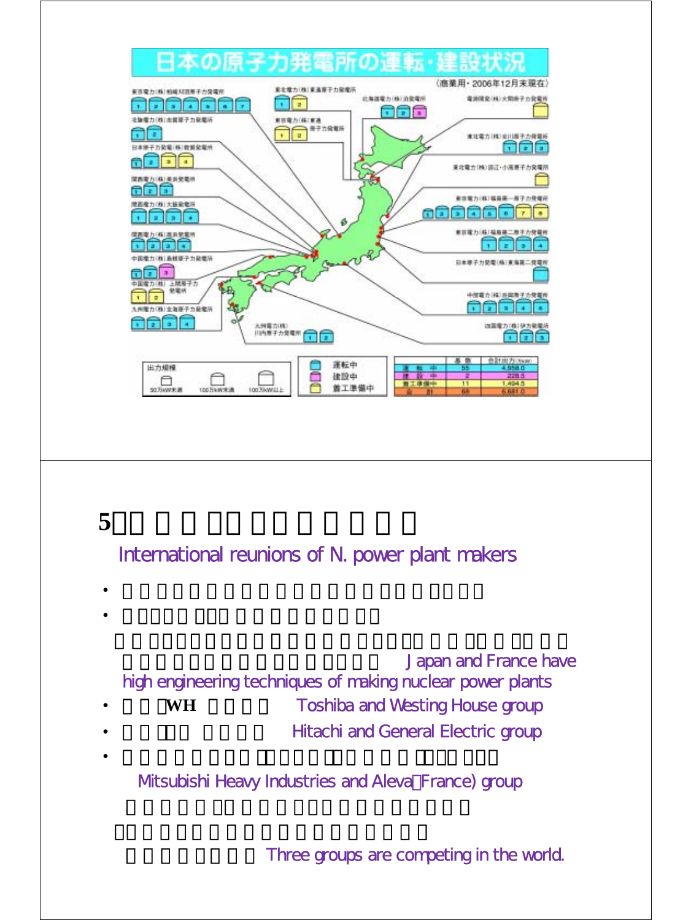# 日本の原子力発電所の運転・建設状況

（商業用・2006年12月末現在）

東京電力(株)柏崎刈羽原子力発電所
北陸電力(株)志賀原子力発電所
日本原子力発電(株)敦賀発電所
関西電力(株)美浜発電所
関西電力(株)大飯発電所
関西電力(株)高浜発電所
中国電力(株)島根原子力発電所
中国電力(株) 上関原子力発電所
九州電力(株)玄海原子力発電所
九州電力(株)川内原子力発電所
東北電力(株)東通原子力発電所
東京電力(株)東通原子力発電所
北海道電力(株)泊発電所
電源開発(株)大間原子力発電所
東北電力(株)女川原子力発電所
東北電力(株)浪江・小高原子力発電所
東京電力(株)福島第一原子力発電所
東京電力(株)福島第二原子力発電所
日本原子力発電(株)東海第二発電所
中部電力(株)浜岡原子力発電所
四国電力(株)伊方発電所

出力規模：50万kW未満、100万kW未満、100万kW以上

運転中、建設中、着工準備中

| | 基数 | 合計出力(万kW) |
|---|---|---|
| 運転中 | 55 | 4,958.0 |
| 建設中 | 2 | 228.5 |
| 着工準備中 | 11 | 1,494.5 |
| 合計 | 68 | 6,681.0 |

## 5

International reunions of N. power plant makers

- 
- 

Japan and France have high engineering techniques of making nuclear power plants

- WH Toshiba and Westing House group
- Hitachi and General Electric group
- Mitsubishi Heavy Industries and Aleva（France) group

Three groups are competing in the world.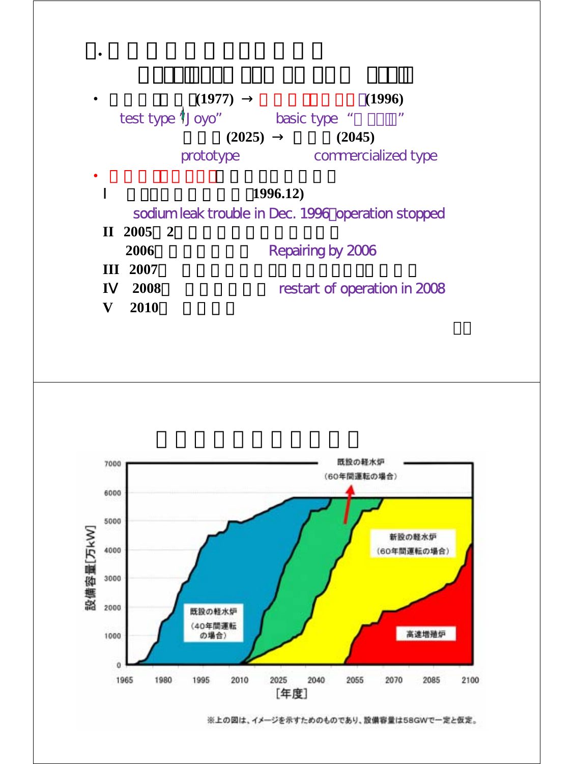- (1977) → (1996)

  test type "Joyo" basic type ""

  (2025) → (2045)

  prototype commercialized type

- I (1996.12)

  sodium leak trouble in Dec. 1996 operation stopped

  II 2005 2

  2006 Repairing by 2006

  III 2007

  IV 2008 restart of operation in 2008

  V 2010

設備容量[万kW]

既設の軽水炉（60年間運転の場合）

新設の軽水炉（60年間運転の場合）

既設の軽水炉（40年間運転の場合）

高速増殖炉

[年度]

※上の図は、イメージを示すためのものであり、設備容量は58GWで一定と仮定。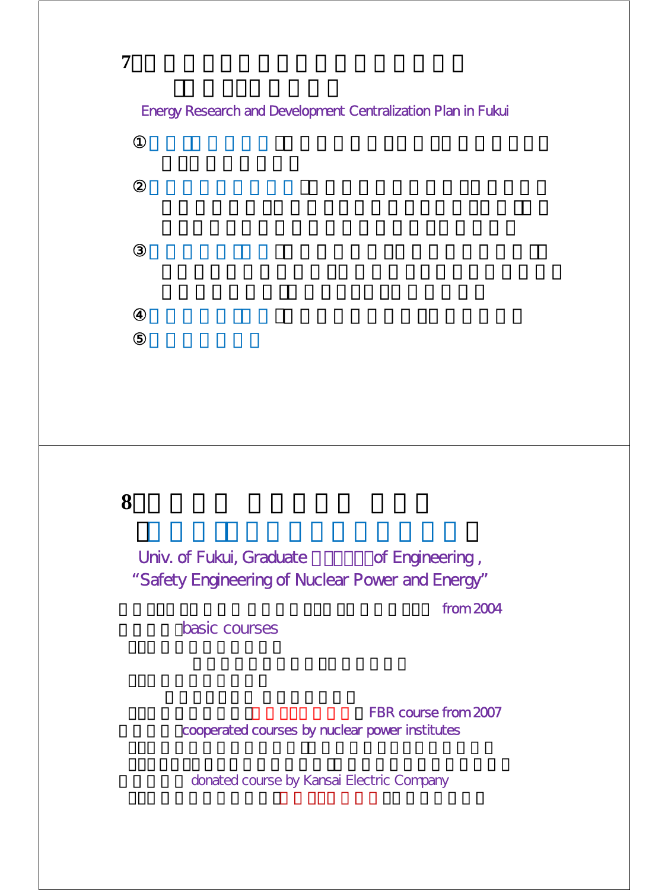# 7

Energy Research and Development Centralization Plan in Fukui

①

②

③

④

⑤

# 8

Univ. of Fukui, Graduate of Engineering ,
"Safety Engineering of Nuclear Power and Energy"

from 2004

basic courses

FBR course from 2007

cooperated courses by nuclear power institutes

donated course by Kansai Electric Company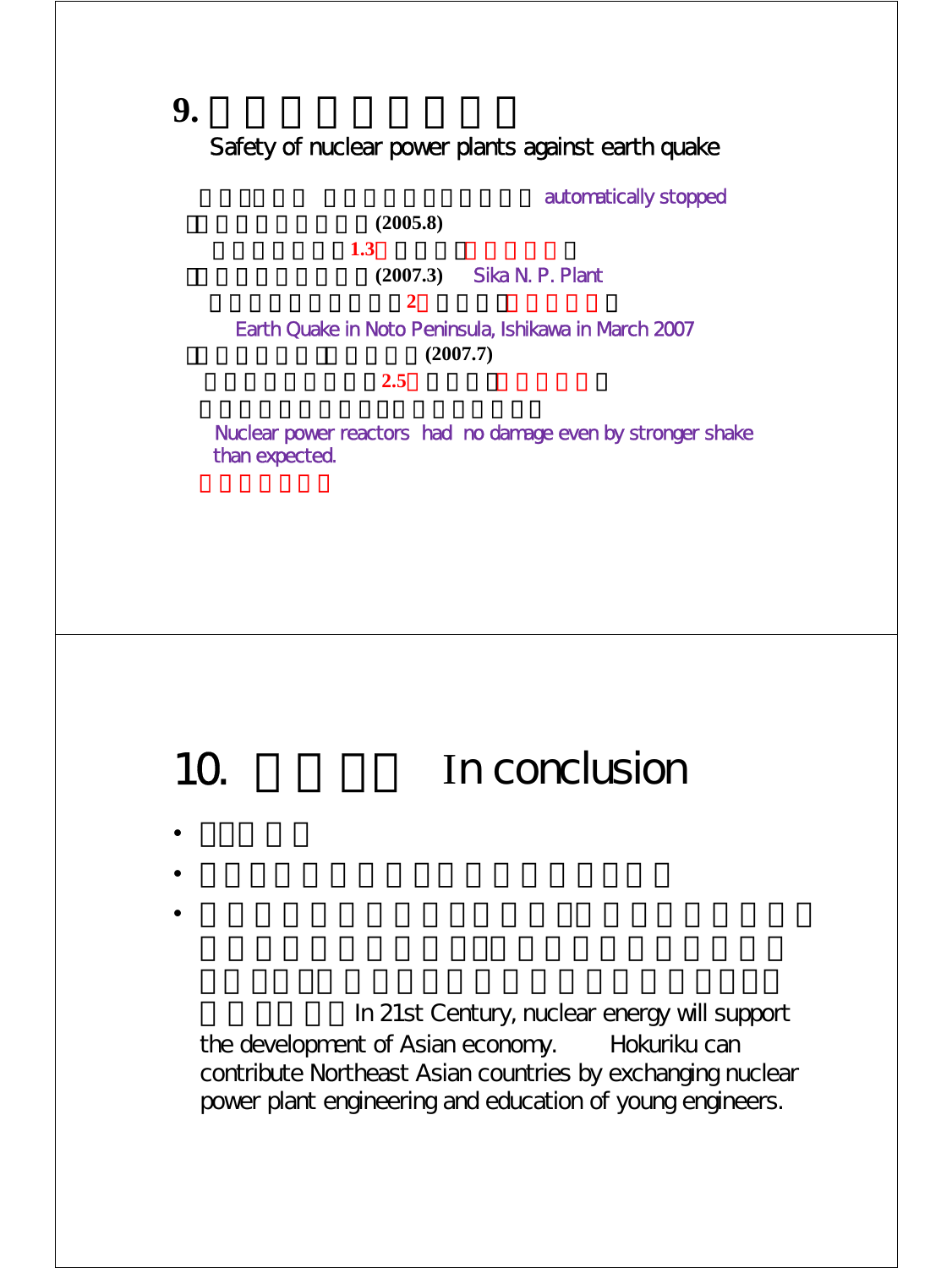# 9.

Safety of nuclear power plants against earth quake

automatically stopped

(2005.8)

1.3

(2007.3) Sika N. P. Plant

2

Earth Quake in Noto Peninsula, Ishikawa in March 2007

(2007.7)

2.5

Nuclear power reactors had no damage even by stronger shake than expected.

# 10. In conclusion

- 
- 
- In 21st Century, nuclear energy will support the development of Asian economy. Hokuriku can contribute Northeast Asian countries by exchanging nuclear power plant engineering and education of young engineers.